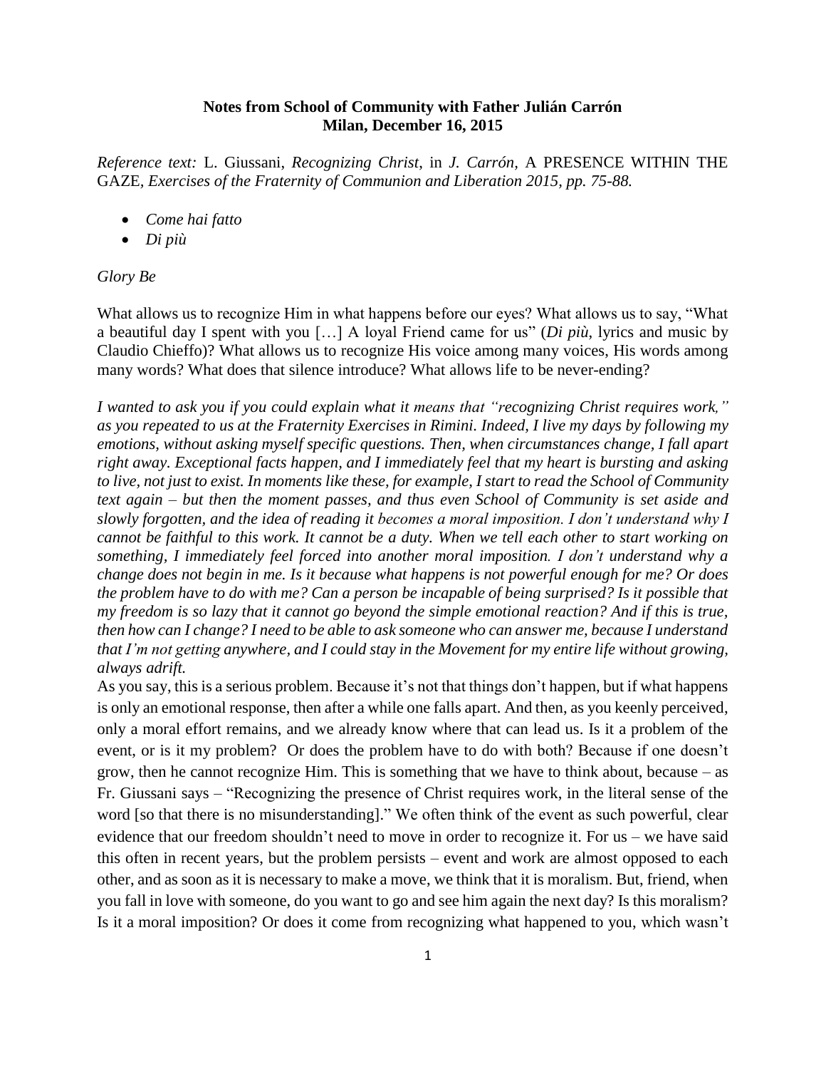**Notes from School of Community with Father Julián Carrón**
**Milan, December 16, 2015**

*Reference text:* L. Giussani, *Recognizing Christ*, in *J. Carrón,* A PRESENCE WITHIN THE GAZE, *Exercises of the Fraternity of Communion and Liberation 2015, pp. 75-88.*

- *Come hai fatto*
- *Di più*

*Glory Be*

What allows us to recognize Him in what happens before our eyes? What allows us to say, "What a beautiful day I spent with you […] A loyal Friend came for us" (*Di più*, lyrics and music by Claudio Chieffo)? What allows us to recognize His voice among many voices, His words among many words? What does that silence introduce? What allows life to be never-ending?

*I wanted to ask you if you could explain what it means that "recognizing Christ requires work," as you repeated to us at the Fraternity Exercises in Rimini. Indeed, I live my days by following my emotions, without asking myself specific questions. Then, when circumstances change, I fall apart right away. Exceptional facts happen, and I immediately feel that my heart is bursting and asking to live, not just to exist. In moments like these, for example, I start to read the School of Community text again – but then the moment passes, and thus even School of Community is set aside and slowly forgotten, and the idea of reading it becomes a moral imposition. I don't understand why I cannot be faithful to this work. It cannot be a duty. When we tell each other to start working on something, I immediately feel forced into another moral imposition. I don't understand why a change does not begin in me. Is it because what happens is not powerful enough for me? Or does the problem have to do with me? Can a person be incapable of being surprised? Is it possible that my freedom is so lazy that it cannot go beyond the simple emotional reaction? And if this is true, then how can I change? I need to be able to ask someone who can answer me, because I understand that I'm not getting anywhere, and I could stay in the Movement for my entire life without growing, always adrift.*

As you say, this is a serious problem. Because it's not that things don't happen, but if what happens is only an emotional response, then after a while one falls apart. And then, as you keenly perceived, only a moral effort remains, and we already know where that can lead us. Is it a problem of the event, or is it my problem? Or does the problem have to do with both? Because if one doesn't grow, then he cannot recognize Him. This is something that we have to think about, because – as Fr. Giussani says – "Recognizing the presence of Christ requires work, in the literal sense of the word [so that there is no misunderstanding]." We often think of the event as such powerful, clear evidence that our freedom shouldn't need to move in order to recognize it. For us – we have said this often in recent years, but the problem persists – event and work are almost opposed to each other, and as soon as it is necessary to make a move, we think that it is moralism. But, friend, when you fall in love with someone, do you want to go and see him again the next day? Is this moralism? Is it a moral imposition? Or does it come from recognizing what happened to you, which wasn't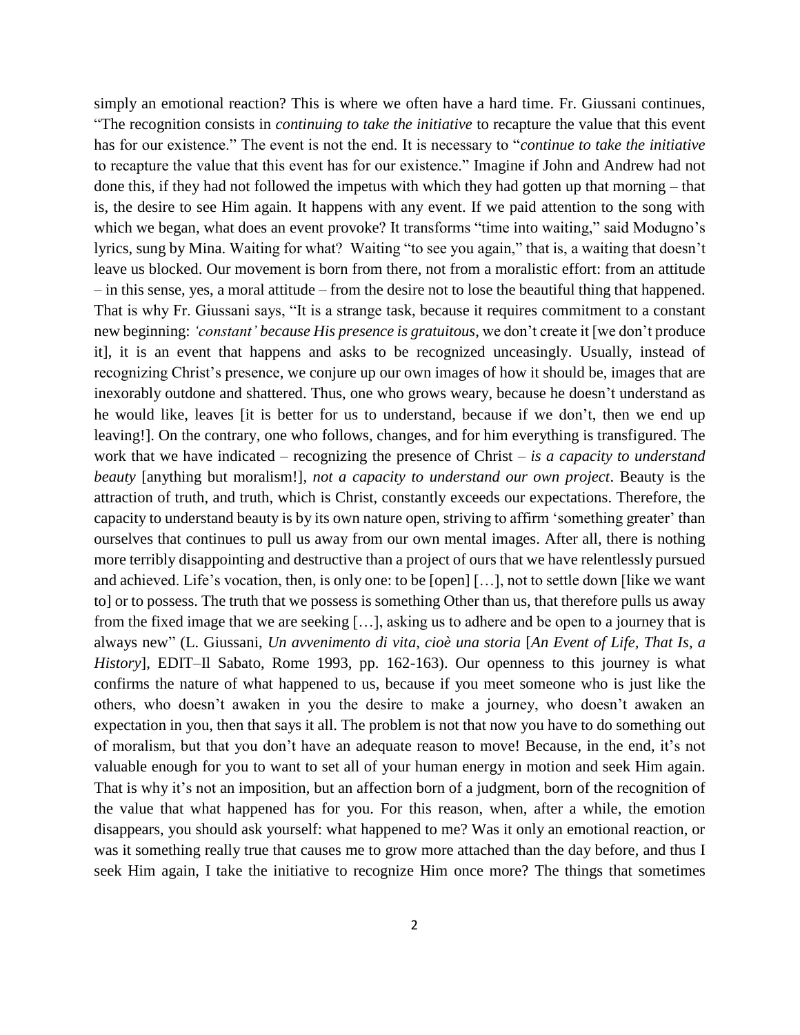simply an emotional reaction? This is where we often have a hard time. Fr. Giussani continues, "The recognition consists in *continuing to take the initiative* to recapture the value that this event has for our existence." The event is not the end. It is necessary to "*continue to take the initiative* to recapture the value that this event has for our existence." Imagine if John and Andrew had not done this, if they had not followed the impetus with which they had gotten up that morning – that is, the desire to see Him again. It happens with any event. If we paid attention to the song with which we began, what does an event provoke? It transforms "time into waiting," said Modugno's lyrics, sung by Mina. Waiting for what? Waiting "to see you again," that is, a waiting that doesn't leave us blocked. Our movement is born from there, not from a moralistic effort: from an attitude – in this sense, yes, a moral attitude – from the desire not to lose the beautiful thing that happened. That is why Fr. Giussani says, "It is a strange task, because it requires commitment to a constant new beginning: *'constant' because His presence is gratuitous*, we don't create it [we don't produce it], it is an event that happens and asks to be recognized unceasingly. Usually, instead of recognizing Christ's presence, we conjure up our own images of how it should be, images that are inexorably outdone and shattered. Thus, one who grows weary, because he doesn't understand as he would like, leaves [it is better for us to understand, because if we don't, then we end up leaving!]. On the contrary, one who follows, changes, and for him everything is transfigured. The work that we have indicated – recognizing the presence of Christ – *is a capacity to understand beauty* [anything but moralism!], *not a capacity to understand our own project*. Beauty is the attraction of truth, and truth, which is Christ, constantly exceeds our expectations. Therefore, the capacity to understand beauty is by its own nature open, striving to affirm 'something greater' than ourselves that continues to pull us away from our own mental images. After all, there is nothing more terribly disappointing and destructive than a project of ours that we have relentlessly pursued and achieved. Life's vocation, then, is only one: to be [open] […], not to settle down [like we want to] or to possess. The truth that we possess is something Other than us, that therefore pulls us away from the fixed image that we are seeking […], asking us to adhere and be open to a journey that is always new" (L. Giussani, *Un avvenimento di vita, cioè una storia* [*An Event of Life, That Is, a History*], EDIT–Il Sabato, Rome 1993, pp. 162-163). Our openness to this journey is what confirms the nature of what happened to us, because if you meet someone who is just like the others, who doesn't awaken in you the desire to make a journey, who doesn't awaken an expectation in you, then that says it all. The problem is not that now you have to do something out of moralism, but that you don't have an adequate reason to move! Because, in the end, it's not valuable enough for you to want to set all of your human energy in motion and seek Him again. That is why it's not an imposition, but an affection born of a judgment, born of the recognition of the value that what happened has for you. For this reason, when, after a while, the emotion disappears, you should ask yourself: what happened to me? Was it only an emotional reaction, or was it something really true that causes me to grow more attached than the day before, and thus I seek Him again, I take the initiative to recognize Him once more? The things that sometimes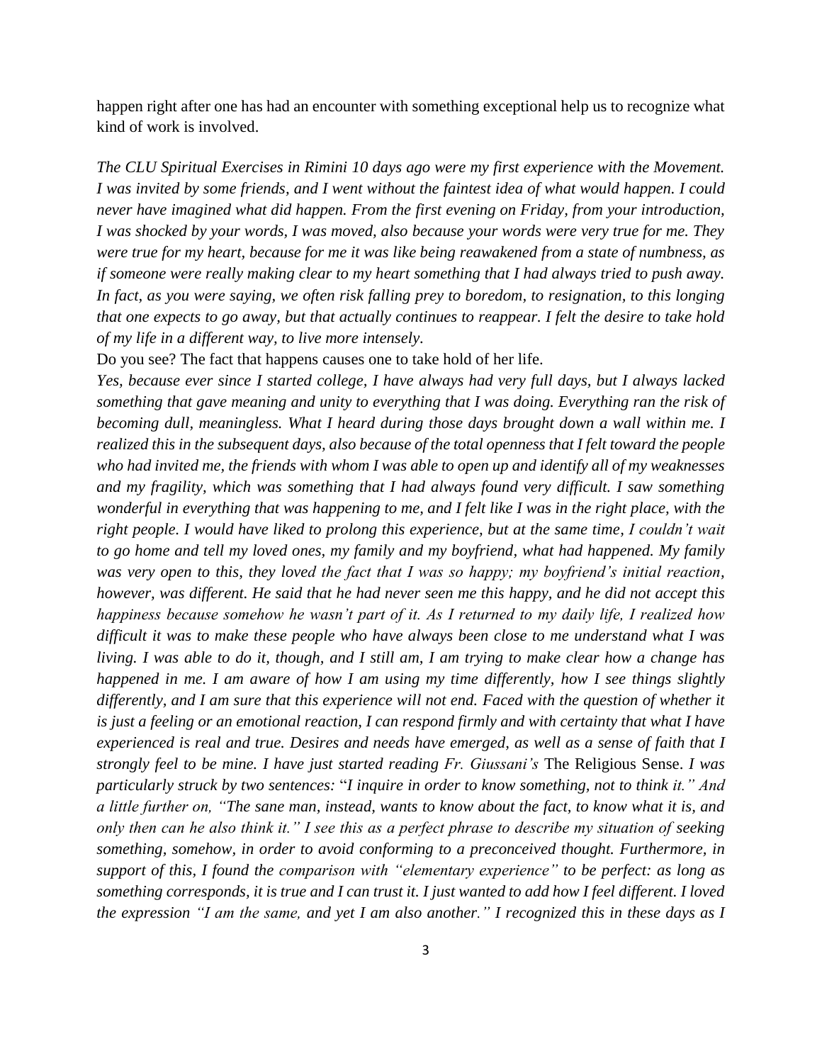happen right after one has had an encounter with something exceptional help us to recognize what kind of work is involved.

*The CLU Spiritual Exercises in Rimini 10 days ago were my first experience with the Movement. I was invited by some friends, and I went without the faintest idea of what would happen. I could never have imagined what did happen. From the first evening on Friday, from your introduction, I was shocked by your words, I was moved, also because your words were very true for me. They were true for my heart, because for me it was like being reawakened from a state of numbness, as if someone were really making clear to my heart something that I had always tried to push away. In fact, as you were saying, we often risk falling prey to boredom, to resignation, to this longing that one expects to go away, but that actually continues to reappear. I felt the desire to take hold of my life in a different way, to live more intensely.*

Do you see? The fact that happens causes one to take hold of her life.

*Yes, because ever since I started college, I have always had very full days, but I always lacked something that gave meaning and unity to everything that I was doing. Everything ran the risk of becoming dull, meaningless. What I heard during those days brought down a wall within me. I realized this in the subsequent days, also because of the total openness that I felt toward the people who had invited me, the friends with whom I was able to open up and identify all of my weaknesses and my fragility, which was something that I had always found very difficult. I saw something wonderful in everything that was happening to me, and I felt like I was in the right place, with the right people. I would have liked to prolong this experience, but at the same time, I couldn't wait to go home and tell my loved ones, my family and my boyfriend, what had happened. My family was very open to this, they loved the fact that I was so happy; my boyfriend's initial reaction, however, was different. He said that he had never seen me this happy, and he did not accept this happiness because somehow he wasn't part of it. As I returned to my daily life, I realized how difficult it was to make these people who have always been close to me understand what I was living. I was able to do it, though, and I still am, I am trying to make clear how a change has happened in me. I am aware of how I am using my time differently, how I see things slightly differently, and I am sure that this experience will not end. Faced with the question of whether it is just a feeling or an emotional reaction, I can respond firmly and with certainty that what I have experienced is real and true. Desires and needs have emerged, as well as a sense of faith that I strongly feel to be mine. I have just started reading Fr. Giussani's* The Religious Sense. *I was particularly struck by two sentences:* "*I inquire in order to know something, not to think it." And a little further on, "The sane man, instead, wants to know about the fact, to know what it is, and only then can he also think it." I see this as a perfect phrase to describe my situation of seeking something, somehow, in order to avoid conforming to a preconceived thought. Furthermore, in support of this, I found the comparison with "elementary experience" to be perfect: as long as something corresponds, it is true and I can trust it. I just wanted to add how I feel different. I loved the expression "I am the same, and yet I am also another." I recognized this in these days as I*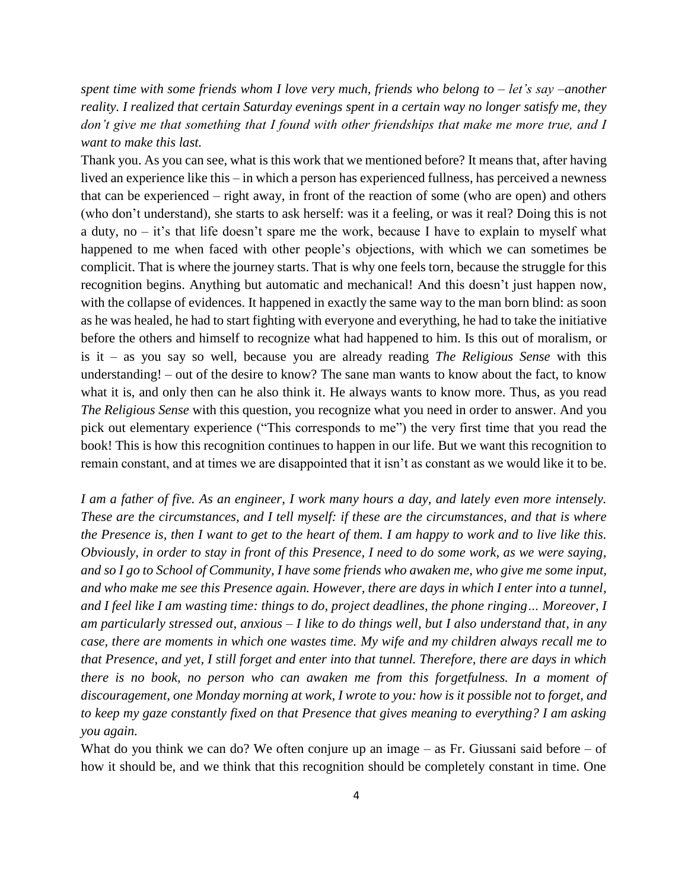*spent time with some friends whom I love very much, friends who belong to – let's say –another reality. I realized that certain Saturday evenings spent in a certain way no longer satisfy me, they don't give me that something that I found with other friendships that make me more true, and I want to make this last.*

Thank you. As you can see, what is this work that we mentioned before? It means that, after having lived an experience like this – in which a person has experienced fullness, has perceived a newness that can be experienced – right away, in front of the reaction of some (who are open) and others (who don't understand), she starts to ask herself: was it a feeling, or was it real? Doing this is not a duty, no – it's that life doesn't spare me the work, because I have to explain to myself what happened to me when faced with other people's objections, with which we can sometimes be complicit. That is where the journey starts. That is why one feels torn, because the struggle for this recognition begins. Anything but automatic and mechanical! And this doesn't just happen now, with the collapse of evidences. It happened in exactly the same way to the man born blind: as soon as he was healed, he had to start fighting with everyone and everything, he had to take the initiative before the others and himself to recognize what had happened to him. Is this out of moralism, or is it – as you say so well, because you are already reading *The Religious Sense* with this understanding! – out of the desire to know? The sane man wants to know about the fact, to know what it is, and only then can he also think it. He always wants to know more. Thus, as you read *The Religious Sense* with this question, you recognize what you need in order to answer. And you pick out elementary experience ("This corresponds to me") the very first time that you read the book! This is how this recognition continues to happen in our life. But we want this recognition to remain constant, and at times we are disappointed that it isn't as constant as we would like it to be.

*I am a father of five. As an engineer, I work many hours a day, and lately even more intensely. These are the circumstances, and I tell myself: if these are the circumstances, and that is where the Presence is, then I want to get to the heart of them. I am happy to work and to live like this. Obviously, in order to stay in front of this Presence, I need to do some work, as we were saying, and so I go to School of Community, I have some friends who awaken me, who give me some input, and who make me see this Presence again. However, there are days in which I enter into a tunnel, and I feel like I am wasting time: things to do, project deadlines, the phone ringing… Moreover, I am particularly stressed out, anxious – I like to do things well, but I also understand that, in any case, there are moments in which one wastes time. My wife and my children always recall me to that Presence, and yet, I still forget and enter into that tunnel. Therefore, there are days in which there is no book, no person who can awaken me from this forgetfulness. In a moment of discouragement, one Monday morning at work, I wrote to you: how is it possible not to forget, and to keep my gaze constantly fixed on that Presence that gives meaning to everything? I am asking you again.*

What do you think we can do? We often conjure up an image – as Fr. Giussani said before – of how it should be, and we think that this recognition should be completely constant in time. One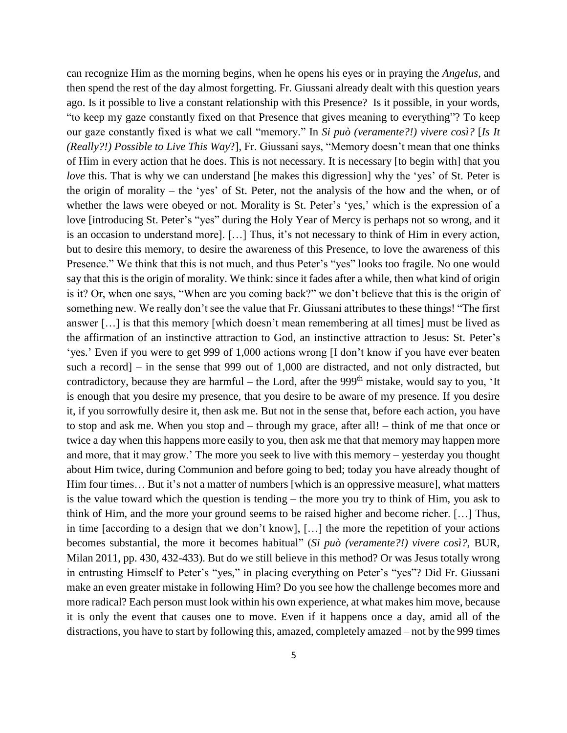can recognize Him as the morning begins, when he opens his eyes or in praying the *Angelus*, and then spend the rest of the day almost forgetting. Fr. Giussani already dealt with this question years ago. Is it possible to live a constant relationship with this Presence? Is it possible, in your words, "to keep my gaze constantly fixed on that Presence that gives meaning to everything"? To keep our gaze constantly fixed is what we call "memory." In *Si può (veramente?!) vivere così?* [*Is It (Really?!) Possible to Live This Way*?], Fr. Giussani says, "Memory doesn't mean that one thinks of Him in every action that he does. This is not necessary. It is necessary [to begin with] that you *love* this. That is why we can understand [he makes this digression] why the 'yes' of St. Peter is the origin of morality – the 'yes' of St. Peter, not the analysis of the how and the when, or of whether the laws were obeyed or not. Morality is St. Peter's 'yes,' which is the expression of a love [introducing St. Peter's "yes" during the Holy Year of Mercy is perhaps not so wrong, and it is an occasion to understand more]. […] Thus, it's not necessary to think of Him in every action, but to desire this memory, to desire the awareness of this Presence, to love the awareness of this Presence." We think that this is not much, and thus Peter's "yes" looks too fragile. No one would say that this is the origin of morality. We think: since it fades after a while, then what kind of origin is it? Or, when one says, "When are you coming back?" we don't believe that this is the origin of something new. We really don't see the value that Fr. Giussani attributes to these things! "The first answer […] is that this memory [which doesn't mean remembering at all times] must be lived as the affirmation of an instinctive attraction to God, an instinctive attraction to Jesus: St. Peter's 'yes.' Even if you were to get 999 of 1,000 actions wrong [I don't know if you have ever beaten such a record] – in the sense that 999 out of 1,000 are distracted, and not only distracted, but contradictory, because they are harmful – the Lord, after the 999th mistake, would say to you, 'It is enough that you desire my presence, that you desire to be aware of my presence. If you desire it, if you sorrowfully desire it, then ask me. But not in the sense that, before each action, you have to stop and ask me. When you stop and – through my grace, after all! – think of me that once or twice a day when this happens more easily to you, then ask me that that memory may happen more and more, that it may grow.' The more you seek to live with this memory – yesterday you thought about Him twice, during Communion and before going to bed; today you have already thought of Him four times… But it's not a matter of numbers [which is an oppressive measure], what matters is the value toward which the question is tending – the more you try to think of Him, you ask to think of Him, and the more your ground seems to be raised higher and become richer. […] Thus, in time [according to a design that we don't know], […] the more the repetition of your actions becomes substantial, the more it becomes habitual" (*Si può (veramente?!) vivere così?*, BUR, Milan 2011, pp. 430, 432-433). But do we still believe in this method? Or was Jesus totally wrong in entrusting Himself to Peter's "yes," in placing everything on Peter's "yes"? Did Fr. Giussani make an even greater mistake in following Him? Do you see how the challenge becomes more and more radical? Each person must look within his own experience, at what makes him move, because it is only the event that causes one to move. Even if it happens once a day, amid all of the distractions, you have to start by following this, amazed, completely amazed – not by the 999 times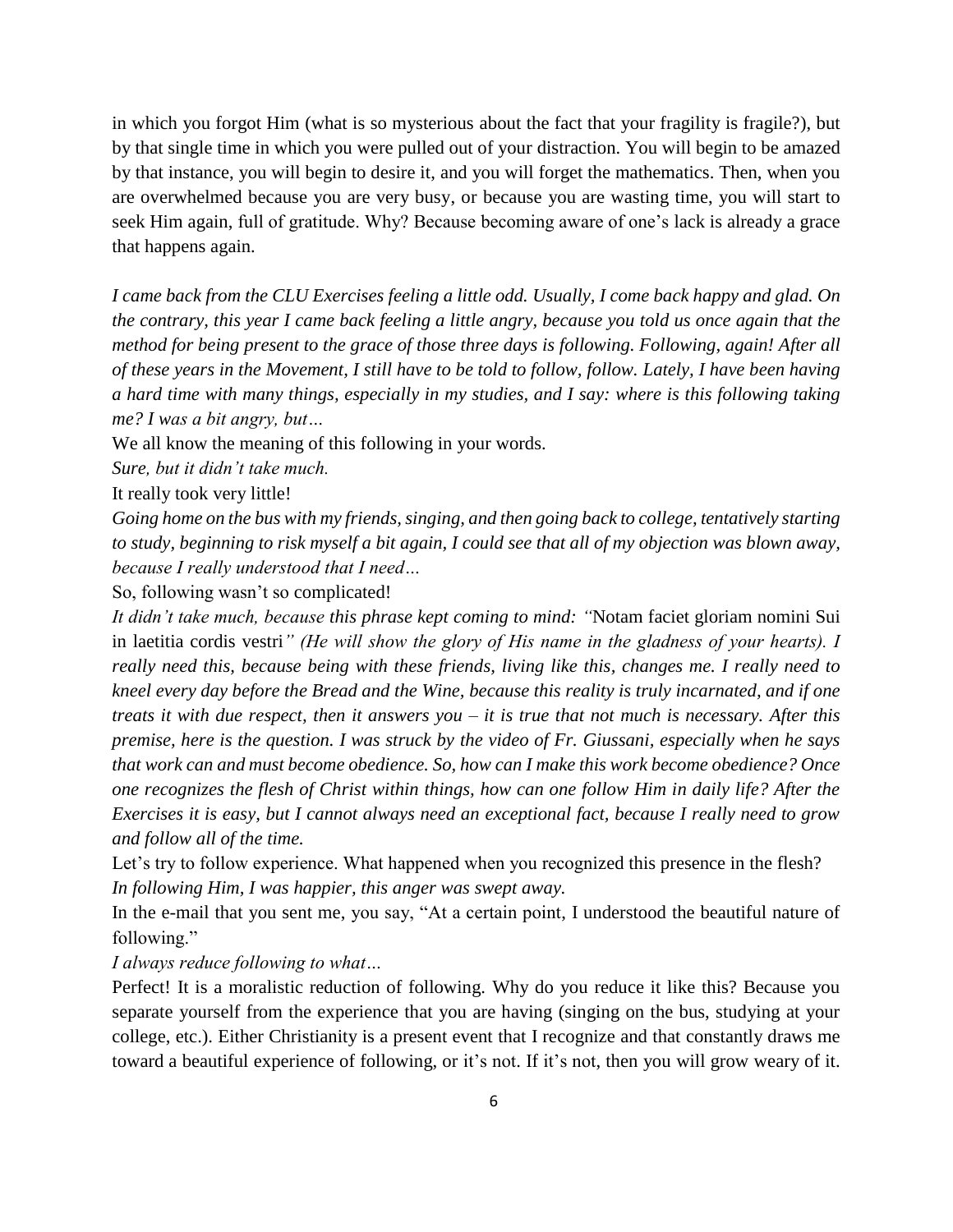in which you forgot Him (what is so mysterious about the fact that your fragility is fragile?), but by that single time in which you were pulled out of your distraction. You will begin to be amazed by that instance, you will begin to desire it, and you will forget the mathematics. Then, when you are overwhelmed because you are very busy, or because you are wasting time, you will start to seek Him again, full of gratitude. Why? Because becoming aware of one's lack is already a grace that happens again.

*I came back from the CLU Exercises feeling a little odd. Usually, I come back happy and glad. On the contrary, this year I came back feeling a little angry, because you told us once again that the method for being present to the grace of those three days is following. Following, again! After all of these years in the Movement, I still have to be told to follow, follow. Lately, I have been having a hard time with many things, especially in my studies, and I say: where is this following taking me? I was a bit angry, but…*

We all know the meaning of this following in your words.

*Sure, but it didn't take much.*

It really took very little!

*Going home on the bus with my friends, singing, and then going back to college, tentatively starting to study, beginning to risk myself a bit again, I could see that all of my objection was blown away, because I really understood that I need…*

So, following wasn't so complicated!

*It didn't take much, because this phrase kept coming to mind: "*Notam faciet gloriam nomini Sui in laetitia cordis vestri*" (He will show the glory of His name in the gladness of your hearts). I really need this, because being with these friends, living like this, changes me. I really need to kneel every day before the Bread and the Wine, because this reality is truly incarnated, and if one treats it with due respect, then it answers you – it is true that not much is necessary. After this premise, here is the question. I was struck by the video of Fr. Giussani, especially when he says that work can and must become obedience. So, how can I make this work become obedience? Once one recognizes the flesh of Christ within things, how can one follow Him in daily life? After the Exercises it is easy, but I cannot always need an exceptional fact, because I really need to grow and follow all of the time.*

Let's try to follow experience. What happened when you recognized this presence in the flesh?

*In following Him, I was happier, this anger was swept away.*

In the e-mail that you sent me, you say, "At a certain point, I understood the beautiful nature of following."

*I always reduce following to what…*

Perfect! It is a moralistic reduction of following. Why do you reduce it like this? Because you separate yourself from the experience that you are having (singing on the bus, studying at your college, etc.). Either Christianity is a present event that I recognize and that constantly draws me toward a beautiful experience of following, or it's not. If it's not, then you will grow weary of it.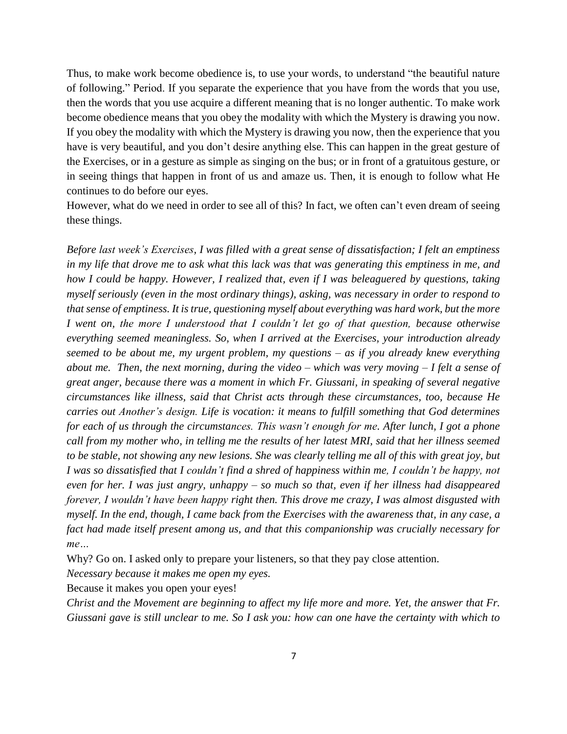Thus, to make work become obedience is, to use your words, to understand "the beautiful nature of following." Period. If you separate the experience that you have from the words that you use, then the words that you use acquire a different meaning that is no longer authentic. To make work become obedience means that you obey the modality with which the Mystery is drawing you now. If you obey the modality with which the Mystery is drawing you now, then the experience that you have is very beautiful, and you don't desire anything else. This can happen in the great gesture of the Exercises, or in a gesture as simple as singing on the bus; or in front of a gratuitous gesture, or in seeing things that happen in front of us and amaze us. Then, it is enough to follow what He continues to do before our eyes.

However, what do we need in order to see all of this? In fact, we often can't even dream of seeing these things.

*Before last week's Exercises, I was filled with a great sense of dissatisfaction; I felt an emptiness in my life that drove me to ask what this lack was that was generating this emptiness in me, and how I could be happy. However, I realized that, even if I was beleaguered by questions, taking myself seriously (even in the most ordinary things), asking, was necessary in order to respond to that sense of emptiness. It is true, questioning myself about everything was hard work, but the more I went on, the more I understood that I couldn't let go of that question, because otherwise everything seemed meaningless. So, when I arrived at the Exercises, your introduction already seemed to be about me, my urgent problem, my questions – as if you already knew everything about me. Then, the next morning, during the video – which was very moving – I felt a sense of great anger, because there was a moment in which Fr. Giussani, in speaking of several negative circumstances like illness, said that Christ acts through these circumstances, too, because He carries out Another's design. Life is vocation: it means to fulfill something that God determines for each of us through the circumstances. This wasn't enough for me. After lunch, I got a phone call from my mother who, in telling me the results of her latest MRI, said that her illness seemed to be stable, not showing any new lesions. She was clearly telling me all of this with great joy, but I was so dissatisfied that I couldn't find a shred of happiness within me, I couldn't be happy, not even for her. I was just angry, unhappy – so much so that, even if her illness had disappeared forever, I wouldn't have been happy right then. This drove me crazy, I was almost disgusted with myself. In the end, though, I came back from the Exercises with the awareness that, in any case, a fact had made itself present among us, and that this companionship was crucially necessary for me…*

Why? Go on. I asked only to prepare your listeners, so that they pay close attention.

*Necessary because it makes me open my eyes.*

Because it makes you open your eyes!

*Christ and the Movement are beginning to affect my life more and more. Yet, the answer that Fr. Giussani gave is still unclear to me. So I ask you: how can one have the certainty with which to*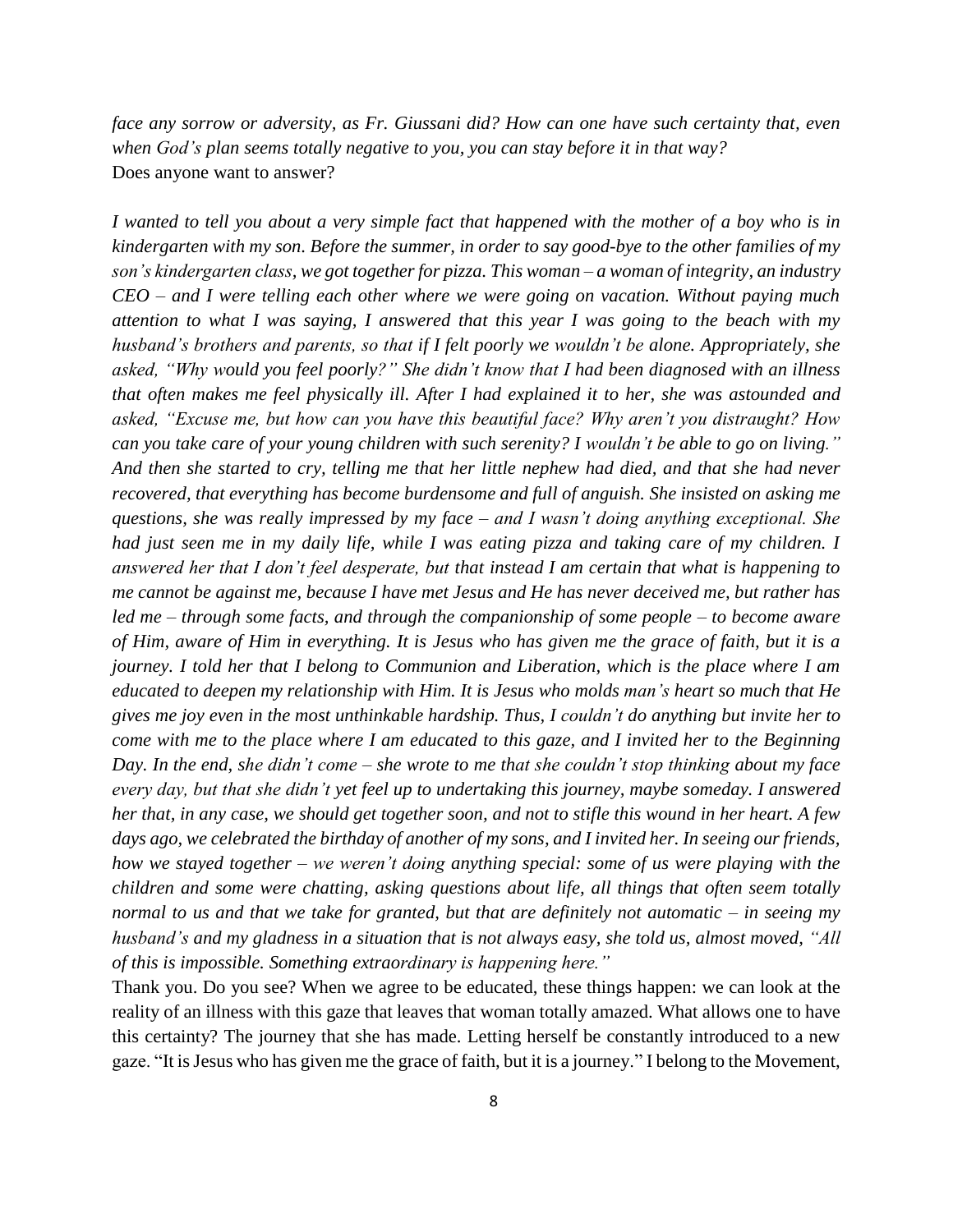*face any sorrow or adversity, as Fr. Giussani did? How can one have such certainty that, even when God's plan seems totally negative to you, you can stay before it in that way?*
Does anyone want to answer?

*I wanted to tell you about a very simple fact that happened with the mother of a boy who is in kindergarten with my son. Before the summer, in order to say good-bye to the other families of my son's kindergarten class, we got together for pizza. This woman – a woman of integrity, an industry CEO – and I were telling each other where we were going on vacation. Without paying much attention to what I was saying, I answered that this year I was going to the beach with my husband's brothers and parents, so that if I felt poorly we wouldn't be alone. Appropriately, she asked, "Why would you feel poorly?" She didn't know that I had been diagnosed with an illness that often makes me feel physically ill. After I had explained it to her, she was astounded and asked, "Excuse me, but how can you have this beautiful face? Why aren't you distraught? How can you take care of your young children with such serenity? I wouldn't be able to go on living." And then she started to cry, telling me that her little nephew had died, and that she had never recovered, that everything has become burdensome and full of anguish. She insisted on asking me questions, she was really impressed by my face – and I wasn't doing anything exceptional. She had just seen me in my daily life, while I was eating pizza and taking care of my children. I answered her that I don't feel desperate, but that instead I am certain that what is happening to me cannot be against me, because I have met Jesus and He has never deceived me, but rather has led me – through some facts, and through the companionship of some people – to become aware of Him, aware of Him in everything. It is Jesus who has given me the grace of faith, but it is a journey. I told her that I belong to Communion and Liberation, which is the place where I am educated to deepen my relationship with Him. It is Jesus who molds man's heart so much that He gives me joy even in the most unthinkable hardship. Thus, I couldn't do anything but invite her to come with me to the place where I am educated to this gaze, and I invited her to the Beginning Day. In the end, she didn't come – she wrote to me that she couldn't stop thinking about my face every day, but that she didn't yet feel up to undertaking this journey, maybe someday. I answered her that, in any case, we should get together soon, and not to stifle this wound in her heart. A few days ago, we celebrated the birthday of another of my sons, and I invited her. In seeing our friends, how we stayed together – we weren't doing anything special: some of us were playing with the children and some were chatting, asking questions about life, all things that often seem totally normal to us and that we take for granted, but that are definitely not automatic – in seeing my husband's and my gladness in a situation that is not always easy, she told us, almost moved, "All of this is impossible. Something extraordinary is happening here."*

Thank you. Do you see? When we agree to be educated, these things happen: we can look at the reality of an illness with this gaze that leaves that woman totally amazed. What allows one to have this certainty? The journey that she has made. Letting herself be constantly introduced to a new gaze. "It is Jesus who has given me the grace of faith, but it is a journey." I belong to the Movement,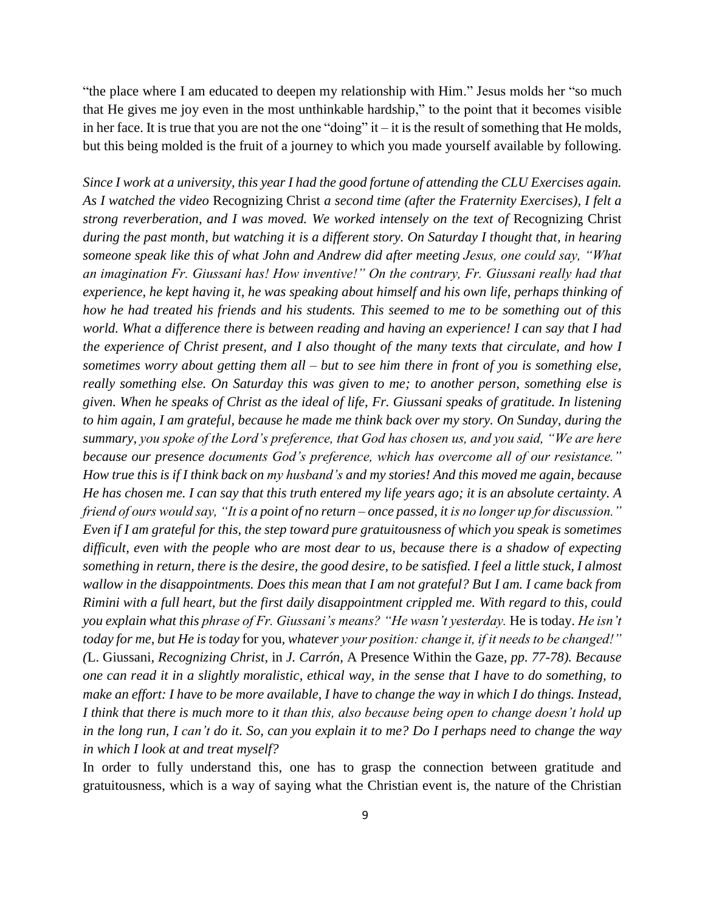"the place where I am educated to deepen my relationship with Him." Jesus molds her "so much that He gives me joy even in the most unthinkable hardship," to the point that it becomes visible in her face. It is true that you are not the one "doing" it – it is the result of something that He molds, but this being molded is the fruit of a journey to which you made yourself available by following.

*Since I work at a university, this year I had the good fortune of attending the CLU Exercises again. As I watched the video* Recognizing Christ *a second time (after the Fraternity Exercises), I felt a strong reverberation, and I was moved. We worked intensely on the text of* Recognizing Christ *during the past month, but watching it is a different story. On Saturday I thought that, in hearing someone speak like this of what John and Andrew did after meeting Jesus, one could say, "What an imagination Fr. Giussani has! How inventive!" On the contrary, Fr. Giussani really had that experience, he kept having it, he was speaking about himself and his own life, perhaps thinking of how he had treated his friends and his students. This seemed to me to be something out of this world. What a difference there is between reading and having an experience! I can say that I had the experience of Christ present, and I also thought of the many texts that circulate, and how I sometimes worry about getting them all – but to see him there in front of you is something else, really something else. On Saturday this was given to me; to another person, something else is given. When he speaks of Christ as the ideal of life, Fr. Giussani speaks of gratitude. In listening to him again, I am grateful, because he made me think back over my story. On Sunday, during the summary, you spoke of the Lord's preference, that God has chosen us, and you said, "We are here because our presence documents God's preference, which has overcome all of our resistance." How true this is if I think back on my husband's and my stories! And this moved me again, because He has chosen me. I can say that this truth entered my life years ago; it is an absolute certainty. A friend of ours would say, "It is a point of no return – once passed, it is no longer up for discussion." Even if I am grateful for this, the step toward pure gratuitousness of which you speak is sometimes difficult, even with the people who are most dear to us, because there is a shadow of expecting something in return, there is the desire, the good desire, to be satisfied. I feel a little stuck, I almost wallow in the disappointments. Does this mean that I am not grateful? But I am. I came back from Rimini with a full heart, but the first daily disappointment crippled me. With regard to this, could you explain what this phrase of Fr. Giussani's means? "He wasn't yesterday.* He is today. *He isn't today for me, but He is today* for you, *whatever your position: change it, if it needs to be changed!" (*L. Giussani, *Recognizing Christ*, in *J. Carrón,* A Presence Within the Gaze*, pp. 77-78). Because one can read it in a slightly moralistic, ethical way, in the sense that I have to do something, to make an effort: I have to be more available, I have to change the way in which I do things. Instead, I think that there is much more to it than this, also because being open to change doesn't hold up in the long run, I can't do it. So, can you explain it to me? Do I perhaps need to change the way in which I look at and treat myself?*

In order to fully understand this, one has to grasp the connection between gratitude and gratuitousness, which is a way of saying what the Christian event is, the nature of the Christian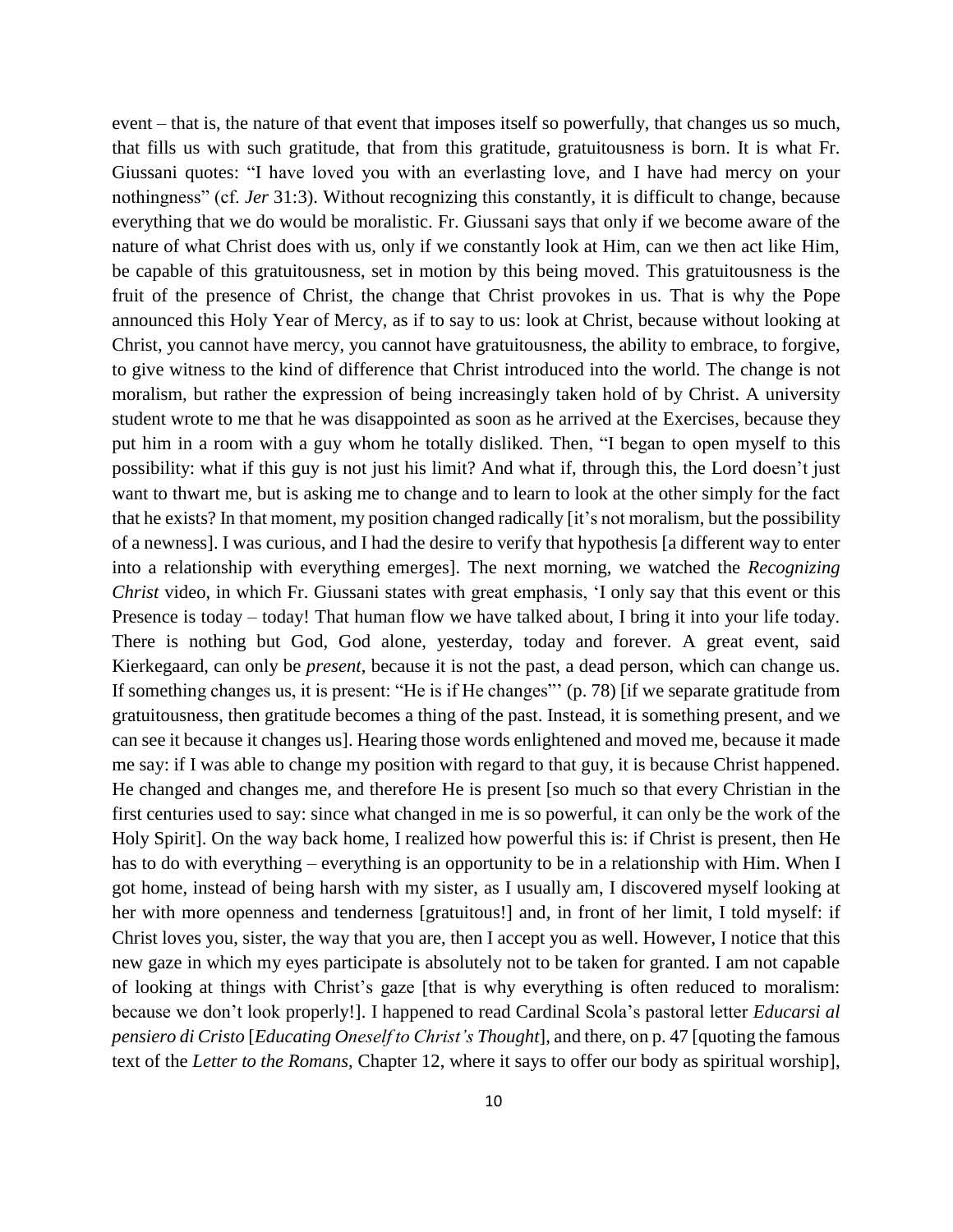event – that is, the nature of that event that imposes itself so powerfully, that changes us so much, that fills us with such gratitude, that from this gratitude, gratuitousness is born. It is what Fr. Giussani quotes: "I have loved you with an everlasting love, and I have had mercy on your nothingness" (cf. *Jer* 31:3). Without recognizing this constantly, it is difficult to change, because everything that we do would be moralistic. Fr. Giussani says that only if we become aware of the nature of what Christ does with us, only if we constantly look at Him, can we then act like Him, be capable of this gratuitousness, set in motion by this being moved. This gratuitousness is the fruit of the presence of Christ, the change that Christ provokes in us. That is why the Pope announced this Holy Year of Mercy, as if to say to us: look at Christ, because without looking at Christ, you cannot have mercy, you cannot have gratuitousness, the ability to embrace, to forgive, to give witness to the kind of difference that Christ introduced into the world. The change is not moralism, but rather the expression of being increasingly taken hold of by Christ. A university student wrote to me that he was disappointed as soon as he arrived at the Exercises, because they put him in a room with a guy whom he totally disliked. Then, "I began to open myself to this possibility: what if this guy is not just his limit? And what if, through this, the Lord doesn't just want to thwart me, but is asking me to change and to learn to look at the other simply for the fact that he exists? In that moment, my position changed radically [it's not moralism, but the possibility of a newness]. I was curious, and I had the desire to verify that hypothesis [a different way to enter into a relationship with everything emerges]. The next morning, we watched the *Recognizing Christ* video, in which Fr. Giussani states with great emphasis, 'I only say that this event or this Presence is today – today! That human flow we have talked about, I bring it into your life today. There is nothing but God, God alone, yesterday, today and forever. A great event, said Kierkegaard, can only be *present*, because it is not the past, a dead person, which can change us. If something changes us, it is present: "He is if He changes"' (p. 78) [if we separate gratitude from gratuitousness, then gratitude becomes a thing of the past. Instead, it is something present, and we can see it because it changes us]. Hearing those words enlightened and moved me, because it made me say: if I was able to change my position with regard to that guy, it is because Christ happened. He changed and changes me, and therefore He is present [so much so that every Christian in the first centuries used to say: since what changed in me is so powerful, it can only be the work of the Holy Spirit]. On the way back home, I realized how powerful this is: if Christ is present, then He has to do with everything – everything is an opportunity to be in a relationship with Him. When I got home, instead of being harsh with my sister, as I usually am, I discovered myself looking at her with more openness and tenderness [gratuitous!] and, in front of her limit, I told myself: if Christ loves you, sister, the way that you are, then I accept you as well. However, I notice that this new gaze in which my eyes participate is absolutely not to be taken for granted. I am not capable of looking at things with Christ's gaze [that is why everything is often reduced to moralism: because we don't look properly!]. I happened to read Cardinal Scola's pastoral letter *Educarsi al pensiero di Cristo* [*Educating Oneself to Christ's Thought*], and there, on p. 47 [quoting the famous text of the *Letter to the Romans,* Chapter 12, where it says to offer our body as spiritual worship],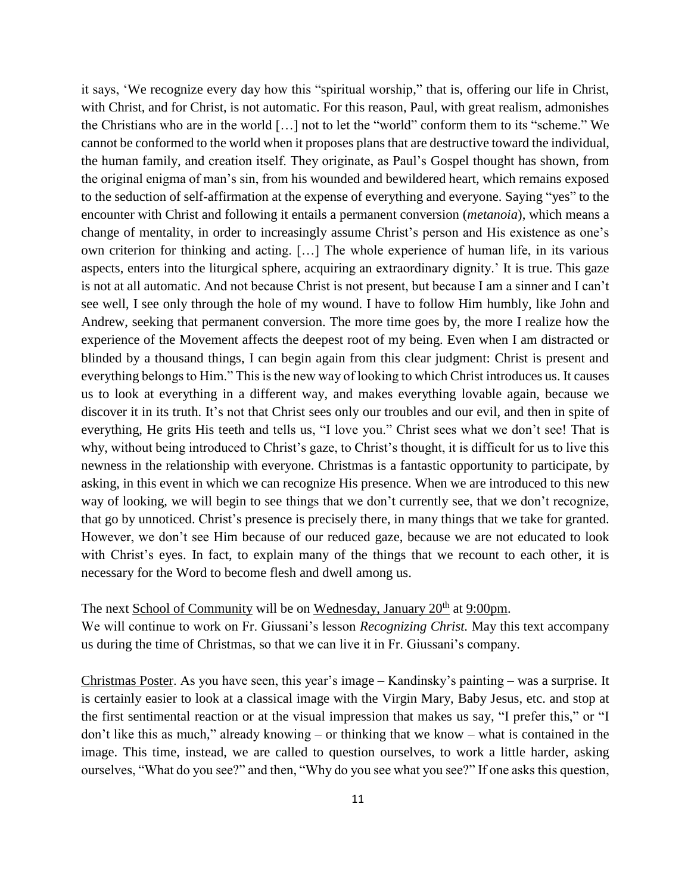it says, 'We recognize every day how this "spiritual worship," that is, offering our life in Christ, with Christ, and for Christ, is not automatic. For this reason, Paul, with great realism, admonishes the Christians who are in the world […] not to let the "world" conform them to its "scheme." We cannot be conformed to the world when it proposes plans that are destructive toward the individual, the human family, and creation itself. They originate, as Paul's Gospel thought has shown, from the original enigma of man's sin, from his wounded and bewildered heart, which remains exposed to the seduction of self-affirmation at the expense of everything and everyone. Saying "yes" to the encounter with Christ and following it entails a permanent conversion (*metanoia*), which means a change of mentality, in order to increasingly assume Christ's person and His existence as one's own criterion for thinking and acting. […] The whole experience of human life, in its various aspects, enters into the liturgical sphere, acquiring an extraordinary dignity.' It is true. This gaze is not at all automatic. And not because Christ is not present, but because I am a sinner and I can't see well, I see only through the hole of my wound. I have to follow Him humbly, like John and Andrew, seeking that permanent conversion. The more time goes by, the more I realize how the experience of the Movement affects the deepest root of my being. Even when I am distracted or blinded by a thousand things, I can begin again from this clear judgment: Christ is present and everything belongs to Him." This is the new way of looking to which Christ introduces us. It causes us to look at everything in a different way, and makes everything lovable again, because we discover it in its truth. It's not that Christ sees only our troubles and our evil, and then in spite of everything, He grits His teeth and tells us, "I love you." Christ sees what we don't see! That is why, without being introduced to Christ's gaze, to Christ's thought, it is difficult for us to live this newness in the relationship with everyone. Christmas is a fantastic opportunity to participate, by asking, in this event in which we can recognize His presence. When we are introduced to this new way of looking, we will begin to see things that we don't currently see, that we don't recognize, that go by unnoticed. Christ's presence is precisely there, in many things that we take for granted. However, we don't see Him because of our reduced gaze, because we are not educated to look with Christ's eyes. In fact, to explain many of the things that we recount to each other, it is necessary for the Word to become flesh and dwell among us.

The next School of Community will be on Wednesday, January 20th at 9:00pm.
We will continue to work on Fr. Giussani's lesson *Recognizing Christ.* May this text accompany us during the time of Christmas, so that we can live it in Fr. Giussani's company.

Christmas Poster. As you have seen, this year's image – Kandinsky's painting – was a surprise. It is certainly easier to look at a classical image with the Virgin Mary, Baby Jesus, etc. and stop at the first sentimental reaction or at the visual impression that makes us say, "I prefer this," or "I don't like this as much," already knowing – or thinking that we know – what is contained in the image. This time, instead, we are called to question ourselves, to work a little harder, asking ourselves, "What do you see?" and then, "Why do you see what you see?" If one asks this question,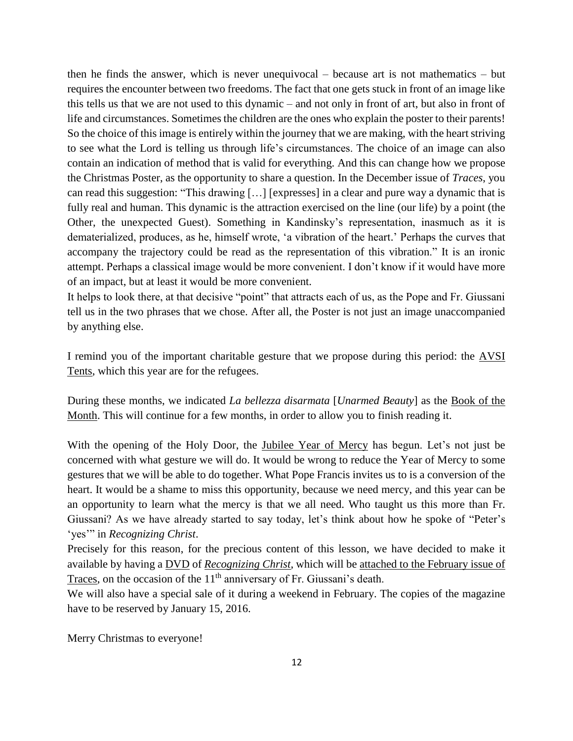then he finds the answer, which is never unequivocal – because art is not mathematics – but requires the encounter between two freedoms. The fact that one gets stuck in front of an image like this tells us that we are not used to this dynamic – and not only in front of art, but also in front of life and circumstances. Sometimes the children are the ones who explain the poster to their parents! So the choice of this image is entirely within the journey that we are making, with the heart striving to see what the Lord is telling us through life's circumstances. The choice of an image can also contain an indication of method that is valid for everything. And this can change how we propose the Christmas Poster, as the opportunity to share a question. In the December issue of *Traces*, you can read this suggestion: "This drawing […] [expresses] in a clear and pure way a dynamic that is fully real and human. This dynamic is the attraction exercised on the line (our life) by a point (the Other, the unexpected Guest). Something in Kandinsky's representation, inasmuch as it is dematerialized, produces, as he, himself wrote, 'a vibration of the heart.' Perhaps the curves that accompany the trajectory could be read as the representation of this vibration." It is an ironic attempt. Perhaps a classical image would be more convenient. I don't know if it would have more of an impact, but at least it would be more convenient.

It helps to look there, at that decisive "point" that attracts each of us, as the Pope and Fr. Giussani tell us in the two phrases that we chose. After all, the Poster is not just an image unaccompanied by anything else.

I remind you of the important charitable gesture that we propose during this period: the AVSI Tents, which this year are for the refugees.

During these months, we indicated *La bellezza disarmata* [*Unarmed Beauty*] as the Book of the Month. This will continue for a few months, in order to allow you to finish reading it.

With the opening of the Holy Door, the Jubilee Year of Mercy has begun. Let's not just be concerned with what gesture we will do. It would be wrong to reduce the Year of Mercy to some gestures that we will be able to do together. What Pope Francis invites us to is a conversion of the heart. It would be a shame to miss this opportunity, because we need mercy, and this year can be an opportunity to learn what the mercy is that we all need. Who taught us this more than Fr. Giussani? As we have already started to say today, let's think about how he spoke of "Peter's 'yes'" in *Recognizing Christ*.

Precisely for this reason, for the precious content of this lesson, we have decided to make it available by having a DVD of *Recognizing Christ*, which will be attached to the February issue of Traces, on the occasion of the 11th anniversary of Fr. Giussani's death.

We will also have a special sale of it during a weekend in February. The copies of the magazine have to be reserved by January 15, 2016.

Merry Christmas to everyone!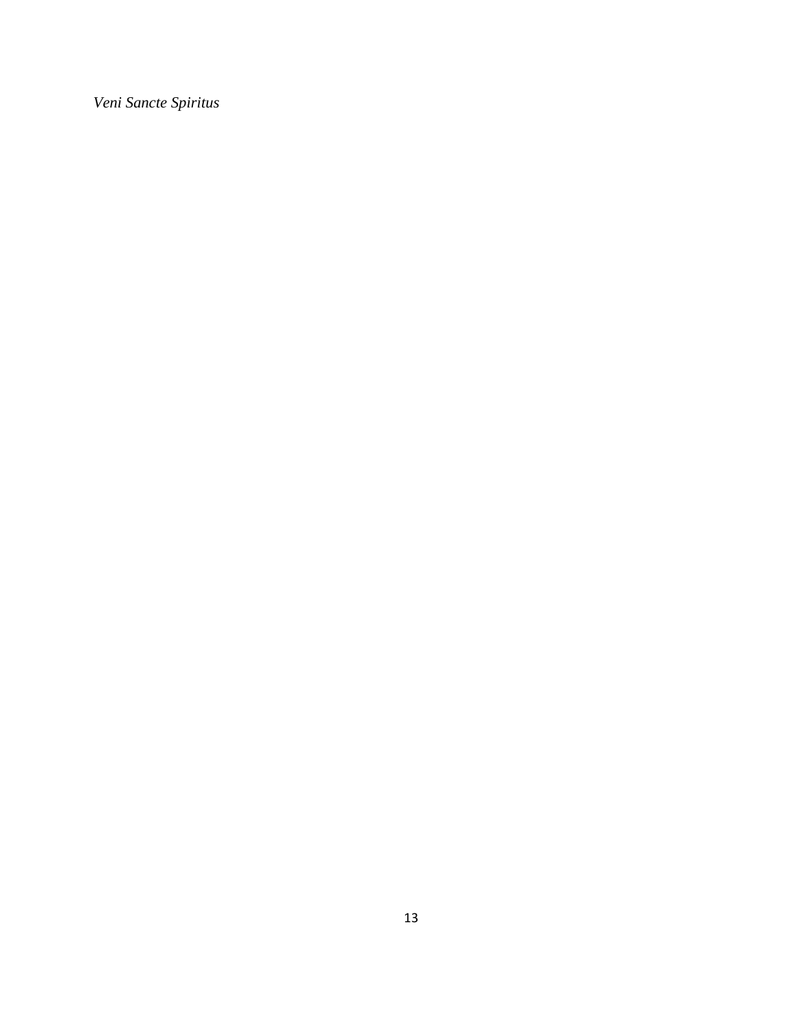*Veni Sancte Spiritus*